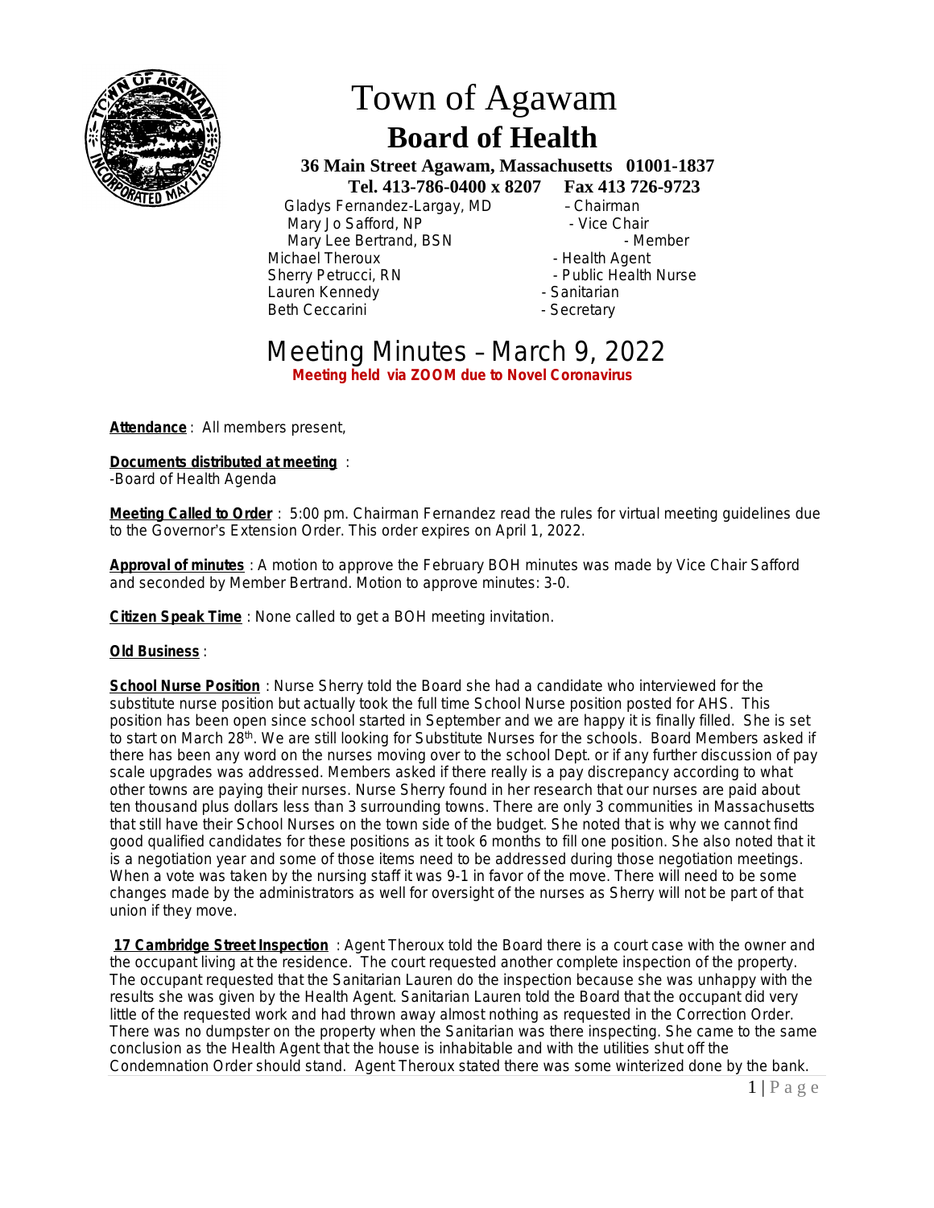# Town of Agawam
## Board of Health

**36 Main Street Agawam, Massachusetts 01001-1837**
**Tel. 413-786-0400 x 8207 Fax 413 726-9723**

Gladys Fernandez-Largay, MD – Chairman
Mary Jo Safford, NP - Vice Chair
Mary Lee Bertrand, BSN - Member
Michael Theroux - Health Agent
Sherry Petrucci, RN - Public Health Nurse
Lauren Kennedy - Sanitarian
Beth Ceccarini - Secretary

# Meeting Minutes – March 9, 2022

**Meeting held via ZOOM due to Novel Coronavirus**

**Attendance**: All members present,

**Documents distributed at meeting**:
-Board of Health Agenda

**Meeting Called to Order**: 5:00 pm. Chairman Fernandez read the rules for virtual meeting guidelines due to the Governor's Extension Order. This order expires on April 1, 2022.

**Approval of minutes**: A motion to approve the February BOH minutes was made by Vice Chair Safford and seconded by Member Bertrand. Motion to approve minutes: 3-0.

**Citizen Speak Time**: None called to get a BOH meeting invitation.

**Old Business**:

**School Nurse Position**: Nurse Sherry told the Board she had a candidate who interviewed for the substitute nurse position but actually took the full time School Nurse position posted for AHS. This position has been open since school started in September and we are happy it is finally filled. She is set to start on March 28th. We are still looking for Substitute Nurses for the schools. Board Members asked if there has been any word on the nurses moving over to the school Dept. or if any further discussion of pay scale upgrades was addressed. Members asked if there really is a pay discrepancy according to what other towns are paying their nurses. Nurse Sherry found in her research that our nurses are paid about ten thousand plus dollars less than 3 surrounding towns. There are only 3 communities in Massachusetts that still have their School Nurses on the town side of the budget. She noted that is why we cannot find good qualified candidates for these positions as it took 6 months to fill one position. She also noted that it is a negotiation year and some of those items need to be addressed during those negotiation meetings. When a vote was taken by the nursing staff it was 9-1 in favor of the move. There will need to be some changes made by the administrators as well for oversight of the nurses as Sherry will not be part of that union if they move.

**17 Cambridge Street Inspection**: Agent Theroux told the Board there is a court case with the owner and the occupant living at the residence. The court requested another complete inspection of the property. The occupant requested that the Sanitarian Lauren do the inspection because she was unhappy with the results she was given by the Health Agent. Sanitarian Lauren told the Board that the occupant did very little of the requested work and had thrown away almost nothing as requested in the Correction Order. There was no dumpster on the property when the Sanitarian was there inspecting. She came to the same conclusion as the Health Agent that the house is inhabitable and with the utilities shut off the Condemnation Order should stand. Agent Theroux stated there was some winterized done by the bank.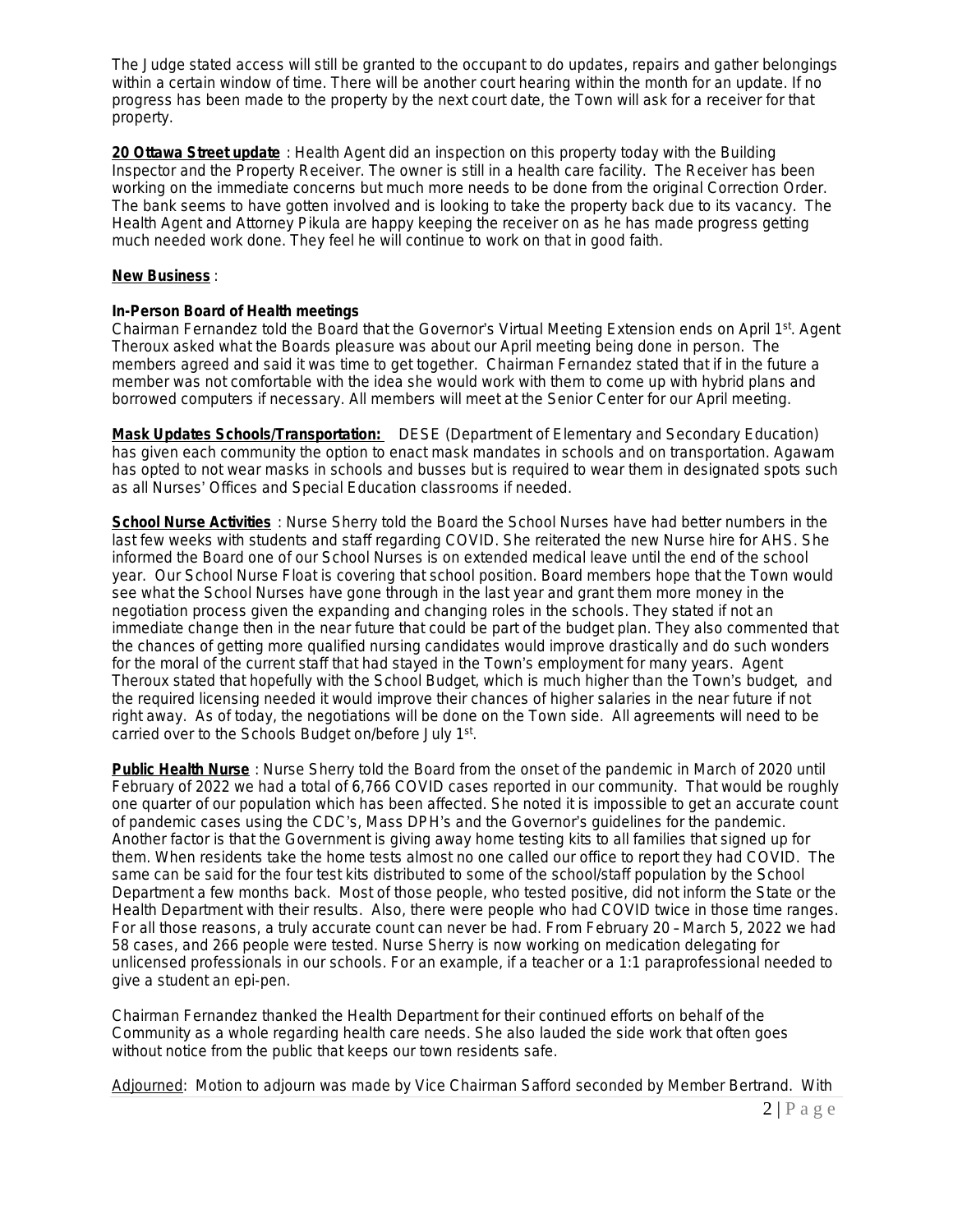The Judge stated access will still be granted to the occupant to do updates, repairs and gather belongings within a certain window of time. There will be another court hearing within the month for an update. If no progress has been made to the property by the next court date, the Town will ask for a receiver for that property.

**20 Ottawa Street update** : Health Agent did an inspection on this property today with the Building Inspector and the Property Receiver. The owner is still in a health care facility. The Receiver has been working on the immediate concerns but much more needs to be done from the original Correction Order. The bank seems to have gotten involved and is looking to take the property back due to its vacancy. The Health Agent and Attorney Pikula are happy keeping the receiver on as he has made progress getting much needed work done. They feel he will continue to work on that in good faith.

**New Business** :

**In-Person Board of Health meetings**

Chairman Fernandez told the Board that the Governor's Virtual Meeting Extension ends on April 1st. Agent Theroux asked what the Boards pleasure was about our April meeting being done in person. The members agreed and said it was time to get together. Chairman Fernandez stated that if in the future a member was not comfortable with the idea she would work with them to come up with hybrid plans and borrowed computers if necessary. All members will meet at the Senior Center for our April meeting.

**Mask Updates Schools/Transportation:** DESE (Department of Elementary and Secondary Education) has given each community the option to enact mask mandates in schools and on transportation. Agawam has opted to not wear masks in schools and busses but is required to wear them in designated spots such as all Nurses' Offices and Special Education classrooms if needed.

**School Nurse Activities** : Nurse Sherry told the Board the School Nurses have had better numbers in the last few weeks with students and staff regarding COVID. She reiterated the new Nurse hire for AHS. She informed the Board one of our School Nurses is on extended medical leave until the end of the school year. Our School Nurse Float is covering that school position. Board members hope that the Town would see what the School Nurses have gone through in the last year and grant them more money in the negotiation process given the expanding and changing roles in the schools. They stated if not an immediate change then in the near future that could be part of the budget plan. They also commented that the chances of getting more qualified nursing candidates would improve drastically and do such wonders for the moral of the current staff that had stayed in the Town's employment for many years. Agent Theroux stated that hopefully with the School Budget, which is much higher than the Town's budget, and the required licensing needed it would improve their chances of higher salaries in the near future if not right away. As of today, the negotiations will be done on the Town side. All agreements will need to be carried over to the Schools Budget on/before July 1st.

**Public Health Nurse** : Nurse Sherry told the Board from the onset of the pandemic in March of 2020 until February of 2022 we had a total of 6,766 COVID cases reported in our community. That would be roughly one quarter of our population which has been affected. She noted it is impossible to get an accurate count of pandemic cases using the CDC's, Mass DPH's and the Governor's guidelines for the pandemic. Another factor is that the Government is giving away home testing kits to all families that signed up for them. When residents take the home tests almost no one called our office to report they had COVID. The same can be said for the four test kits distributed to some of the school/staff population by the School Department a few months back. Most of those people, who tested positive, did not inform the State or the Health Department with their results. Also, there were people who had COVID twice in those time ranges. For all those reasons, a truly accurate count can never be had. From February 20 – March 5, 2022 we had 58 cases, and 266 people were tested. Nurse Sherry is now working on medication delegating for unlicensed professionals in our schools. For an example, if a teacher or a 1:1 paraprofessional needed to give a student an epi-pen.

Chairman Fernandez thanked the Health Department for their continued efforts on behalf of the Community as a whole regarding health care needs. She also lauded the side work that often goes without notice from the public that keeps our town residents safe.

Adjourned: Motion to adjourn was made by Vice Chairman Safford seconded by Member Bertrand. With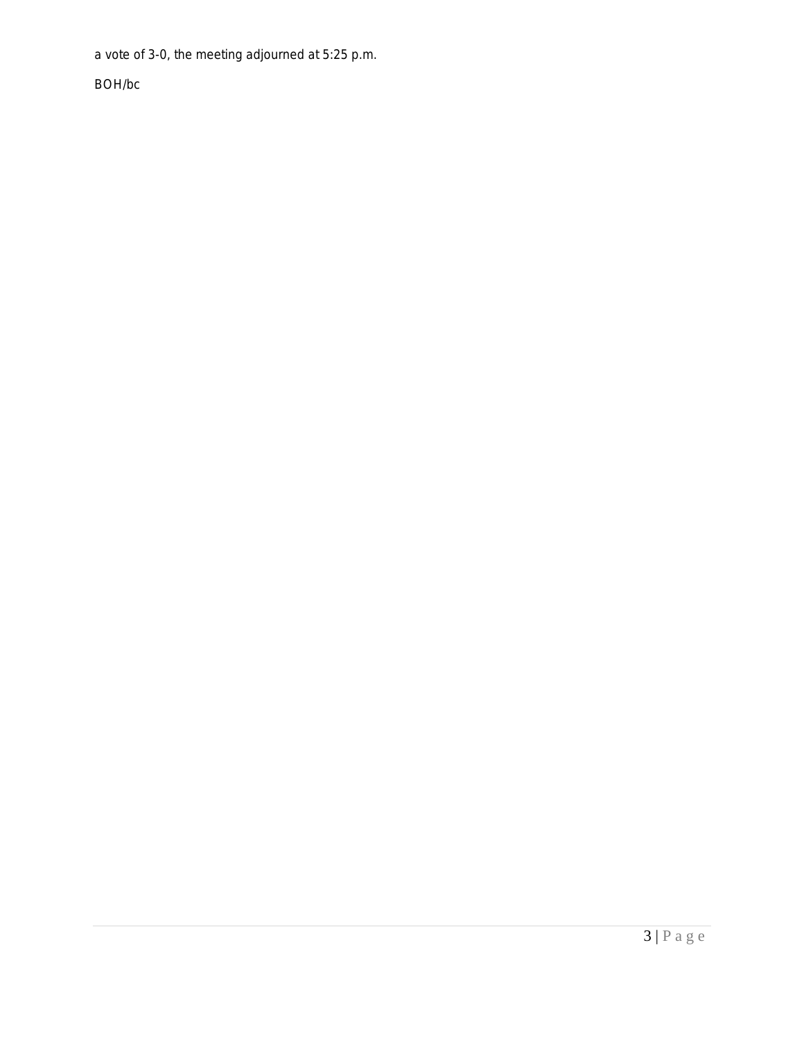a vote of 3-0, the meeting adjourned at 5:25 p.m.

BOH/bc